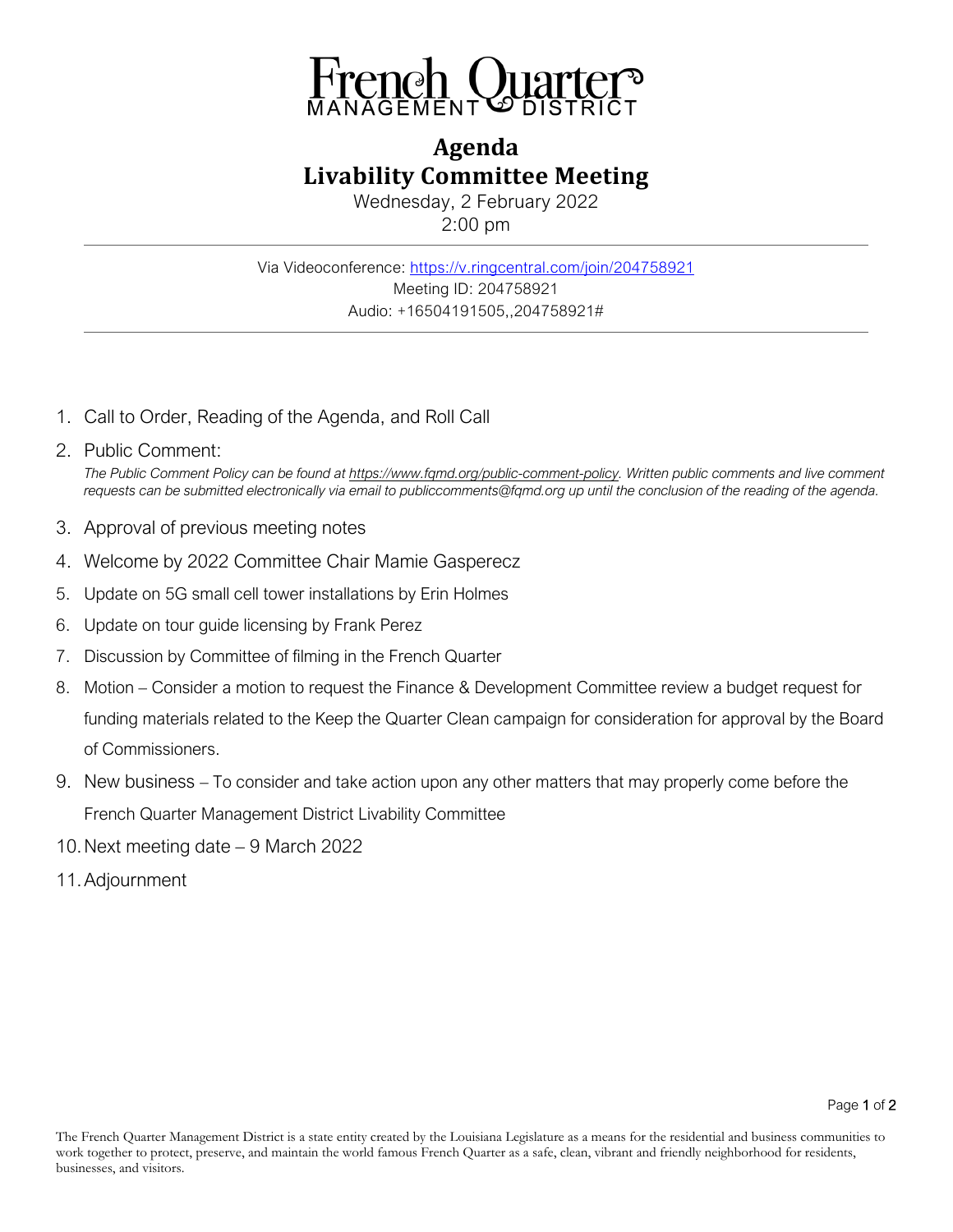# French Quarter MANAGEMENT DISTRICT

## Agenda
## Livability Committee Meeting

Wednesday, 2 February 2022
2:00 pm

---

Via Videoconference: https://v.ringcentral.com/join/204758921
Meeting ID: 204758921
Audio: +16504191505,,204758921#

---

1. Call to Order, Reading of the Agenda, and Roll Call
2. Public Comment:
   *The Public Comment Policy can be found at https://www.fqmd.org/public-comment-policy. Written public comments and live comment requests can be submitted electronically via email to publiccomments@fqmd.org up until the conclusion of the reading of the agenda.*
3. Approval of previous meeting notes
4. Welcome by 2022 Committee Chair Mamie Gasperecz
5. Update on 5G small cell tower installations by Erin Holmes
6. Update on tour guide licensing by Frank Perez
7. Discussion by Committee of filming in the French Quarter
8. Motion – Consider a motion to request the Finance & Development Committee review a budget request for funding materials related to the Keep the Quarter Clean campaign for consideration for approval by the Board of Commissioners.
9. New business – To consider and take action upon any other matters that may properly come before the French Quarter Management District Livability Committee
10. Next meeting date – 9 March 2022
11. Adjournment

The French Quarter Management District is a state entity created by the Louisiana Legislature as a means for the residential and business communities to work together to protect, preserve, and maintain the world famous French Quarter as a safe, clean, vibrant and friendly neighborhood for residents, businesses, and visitors.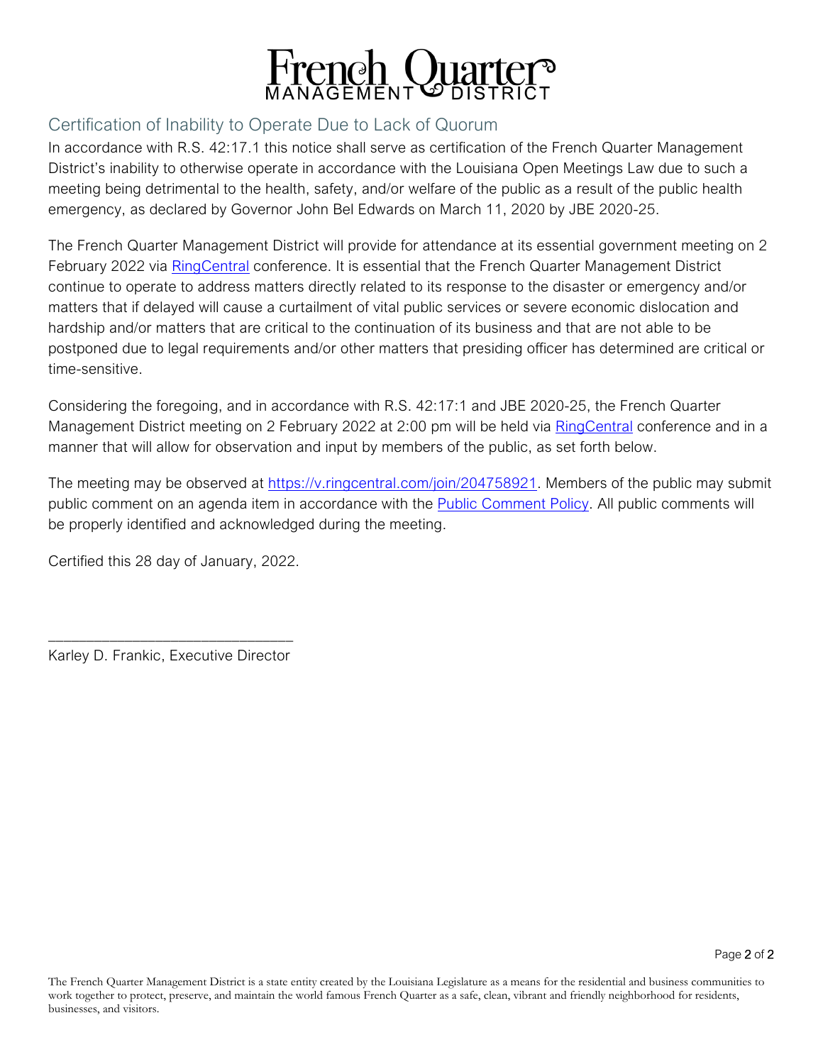# French Quarter
MANAGEMENT DISTRICT

## Certification of Inability to Operate Due to Lack of Quorum

In accordance with R.S. 42:17.1 this notice shall serve as certification of the French Quarter Management District's inability to otherwise operate in accordance with the Louisiana Open Meetings Law due to such a meeting being detrimental to the health, safety, and/or welfare of the public as a result of the public health emergency, as declared by Governor John Bel Edwards on March 11, 2020 by JBE 2020-25.

The French Quarter Management District will provide for attendance at its essential government meeting on 2 February 2022 via RingCentral conference. It is essential that the French Quarter Management District continue to operate to address matters directly related to its response to the disaster or emergency and/or matters that if delayed will cause a curtailment of vital public services or severe economic dislocation and hardship and/or matters that are critical to the continuation of its business and that are not able to be postponed due to legal requirements and/or other matters that presiding officer has determined are critical or time-sensitive.

Considering the foregoing, and in accordance with R.S. 42:17:1 and JBE 2020-25, the French Quarter Management District meeting on 2 February 2022 at 2:00 pm will be held via RingCentral conference and in a manner that will allow for observation and input by members of the public, as set forth below.

The meeting may be observed at https://v.ringcentral.com/join/204758921. Members of the public may submit public comment on an agenda item in accordance with the Public Comment Policy. All public comments will be properly identified and acknowledged during the meeting.

Certified this 28 day of January, 2022.

\_\_\_\_\_\_\_\_\_\_\_\_\_\_\_\_\_\_\_\_\_\_\_\_\_\_\_\_\_\_

Karley D. Frankic, Executive Director

The French Quarter Management District is a state entity created by the Louisiana Legislature as a means for the residential and business communities to work together to protect, preserve, and maintain the world famous French Quarter as a safe, clean, vibrant and friendly neighborhood for residents, businesses, and visitors.